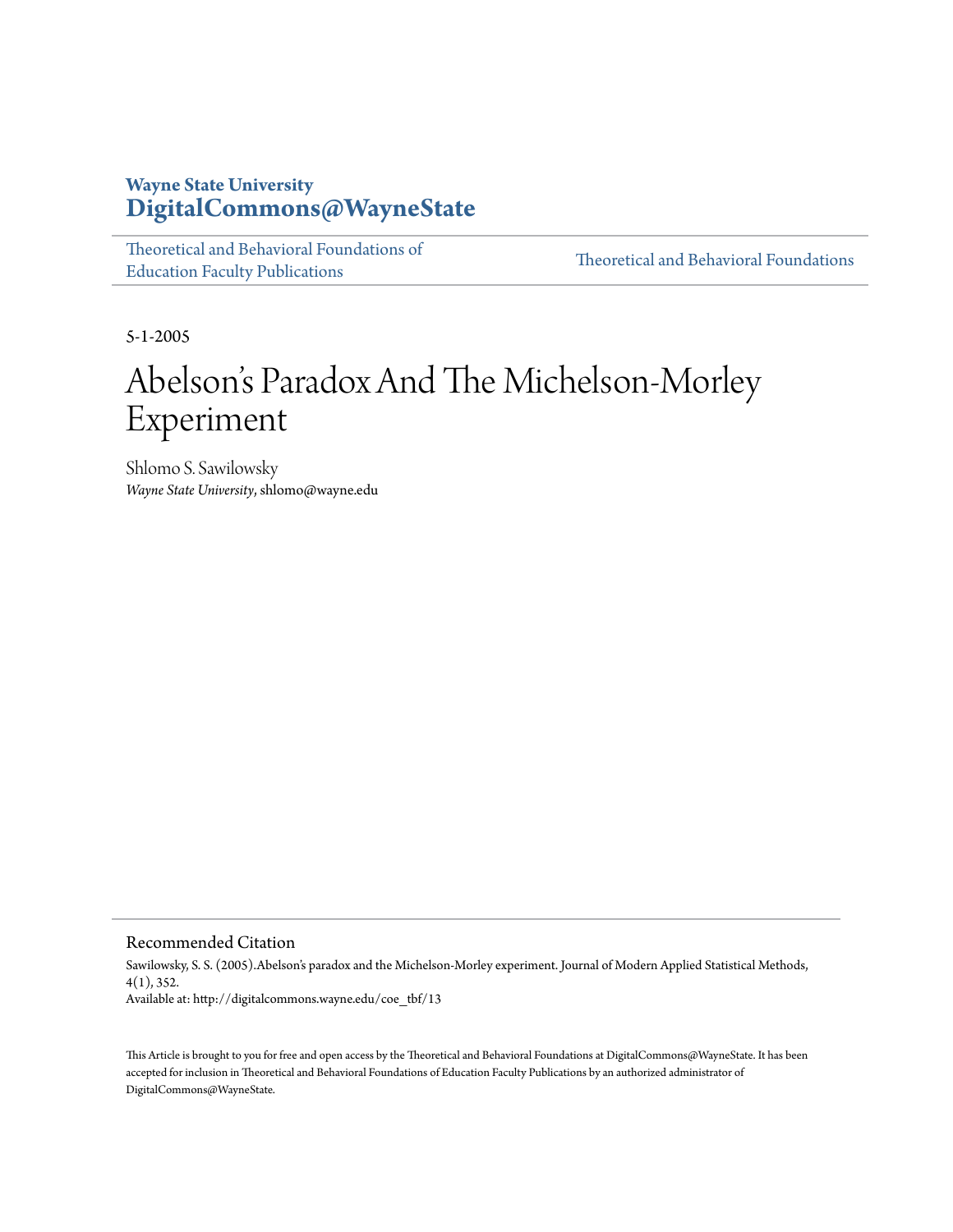**Wayne State University**
**DigitalCommons@WayneState**

Theoretical and Behavioral Foundations of Education Faculty Publications | Theoretical and Behavioral Foundations

5-1-2005

# Abelson's Paradox And The Michelson-Morley Experiment

Shlomo S. Sawilowsky
*Wayne State University*, shlomo@wayne.edu

## Recommended Citation

Sawilowsky, S. S. (2005).Abelson's paradox and the Michelson-Morley experiment. Journal of Modern Applied Statistical Methods, 4(1), 352.
Available at: http://digitalcommons.wayne.edu/coe_tbf/13

This Article is brought to you for free and open access by the Theoretical and Behavioral Foundations at DigitalCommons@WayneState. It has been accepted for inclusion in Theoretical and Behavioral Foundations of Education Faculty Publications by an authorized administrator of DigitalCommons@WayneState.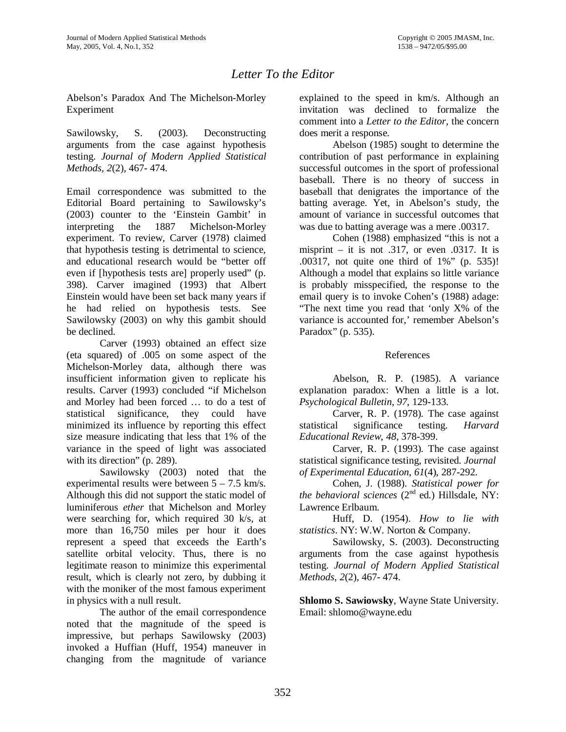# Letter To the Editor

Abelson's Paradox And The Michelson-Morley Experiment

Sawilowsky, S. (2003). Deconstructing arguments from the case against hypothesis testing. *Journal of Modern Applied Statistical Methods, 2*(2), 467- 474.

Email correspondence was submitted to the Editorial Board pertaining to Sawilowsky's (2003) counter to the 'Einstein Gambit' in interpreting the 1887 Michelson-Morley experiment. To review, Carver (1978) claimed that hypothesis testing is detrimental to science, and educational research would be "better off even if [hypothesis tests are] properly used" (p. 398). Carver imagined (1993) that Albert Einstein would have been set back many years if he had relied on hypothesis tests. See Sawilowsky (2003) on why this gambit should be declined.

Carver (1993) obtained an effect size (eta squared) of .005 on some aspect of the Michelson-Morley data, although there was insufficient information given to replicate his results. Carver (1993) concluded "if Michelson and Morley had been forced … to do a test of statistical significance, they could have minimized its influence by reporting this effect size measure indicating that less that 1% of the variance in the speed of light was associated with its direction" (p. 289).

Sawilowsky (2003) noted that the experimental results were between 5 – 7.5 km/s. Although this did not support the static model of luminiferous *ether* that Michelson and Morley were searching for, which required 30 k/s, at more than 16,750 miles per hour it does represent a speed that exceeds the Earth's satellite orbital velocity. Thus, there is no legitimate reason to minimize this experimental result, which is clearly not zero, by dubbing it with the moniker of the most famous experiment in physics with a null result.

The author of the email correspondence noted that the magnitude of the speed is impressive, but perhaps Sawilowsky (2003) invoked a Huffian (Huff, 1954) maneuver in changing from the magnitude of variance explained to the speed in km/s. Although an invitation was declined to formalize the comment into a *Letter to the Editor*, the concern does merit a response.

Abelson (1985) sought to determine the contribution of past performance in explaining successful outcomes in the sport of professional baseball. There is no theory of success in baseball that denigrates the importance of the batting average. Yet, in Abelson's study, the amount of variance in successful outcomes that was due to batting average was a mere .00317.

Cohen (1988) emphasized "this is not a misprint – it is not .317, or even .0317. It is .00317, not quite one third of 1%" (p. 535)! Although a model that explains so little variance is probably misspecified, the response to the email query is to invoke Cohen's (1988) adage: "The next time you read that 'only X% of the variance is accounted for,' remember Abelson's Paradox" (p. 535).

## References

Abelson, R. P. (1985). A variance explanation paradox: When a little is a lot. *Psychological Bulletin*, *97*, 129-133.

Carver, R. P. (1978). The case against statistical significance testing. *Harvard Educational Review*, *48*, 378-399.

Carver, R. P. (1993). The case against statistical significance testing, revisited. *Journal of Experimental Education*, *61*(4), 287-292.

Cohen, J. (1988). *Statistical power for the behavioral sciences* (2nd ed.) Hillsdale, NY: Lawrence Erlbaum.

Huff, D. (1954). *How to lie with statistics*. NY: W.W. Norton & Company.

Sawilowsky, S. (2003). Deconstructing arguments from the case against hypothesis testing. *Journal of Modern Applied Statistical Methods*, *2*(2), 467- 474.

**Shlomo S. Sawiowsky**, Wayne State University. Email: shlomo@wayne.edu